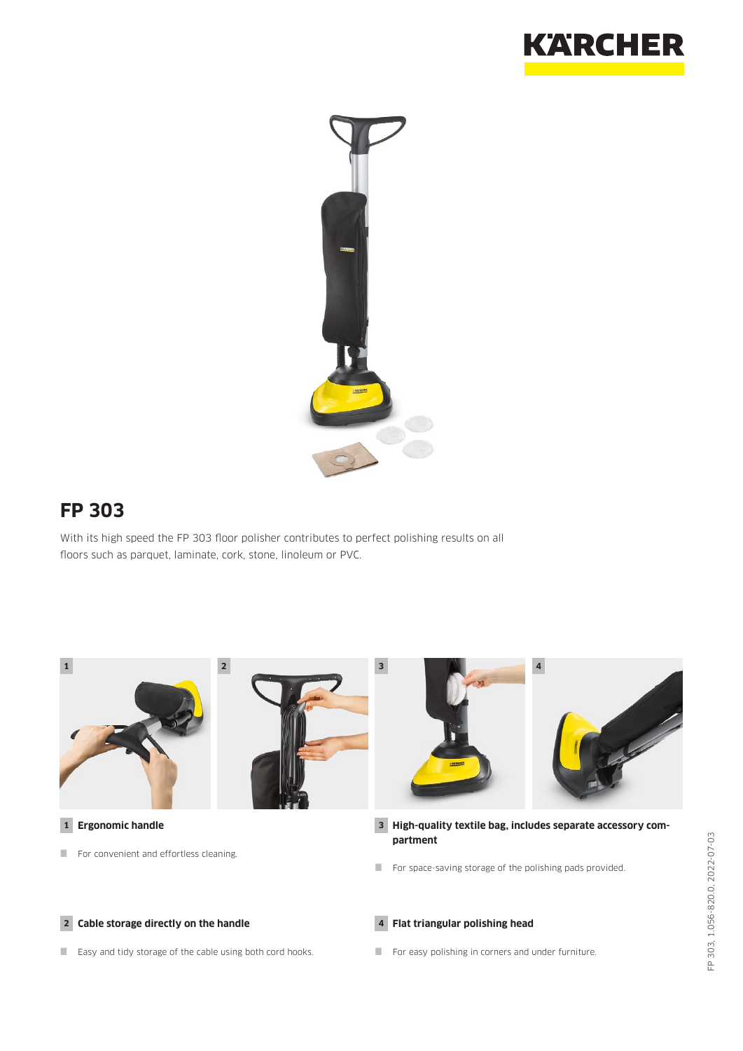# FP 303

With its high speed the FP 303 floor polisher contributes to perfect polishing results on all floors such as parquet, laminate, cork, stone, linoleum or PVC.

**1 Ergonomic handle**

- For convenient and effortless cleaning.

**2 Cable storage directly on the handle**

- Easy and tidy storage of the cable using both cord hooks.

**3 High-quality textile bag, includes separate accessory compartment**

- For space-saving storage of the polishing pads provided.

**4 Flat triangular polishing head**

- For easy polishing in corners and under furniture.

FP 303, 1.056-820.0, 2022-07-03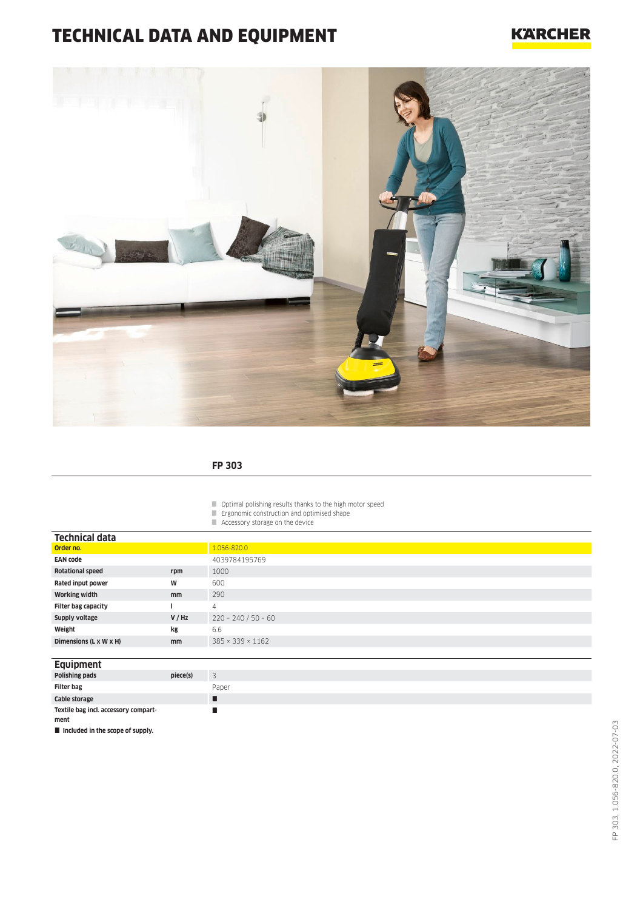# TECHNICAL DATA AND EQUIPMENT

## FP 303

- Optimal polishing results thanks to the high motor speed
- Ergonomic construction and optimised shape
- Accessory storage on the device

### Technical data

| | | |
|---|---|---|
| **Order no.** | | 1.056-820.0 |
| **EAN code** | | 4039784195769 |
| **Rotational speed** | **rpm** | 1000 |
| **Rated input power** | **W** | 600 |
| **Working width** | **mm** | 290 |
| **Filter bag capacity** | **l** | 4 |
| **Supply voltage** | **V / Hz** | 220 - 240 / 50 - 60 |
| **Weight** | **kg** | 6.6 |
| **Dimensions (L x W x H)** | **mm** | 385 × 339 × 1162 |

### Equipment

| | | |
|---|---|---|
| **Polishing pads** | **piece(s)** | 3 |
| **Filter bag** | | Paper |
| **Cable storage** | | ■ |
| **Textile bag incl. accessory compartment** | | ■ |

■ **Included in the scope of supply.**

FP 303, 1.056-820.0, 2022-07-03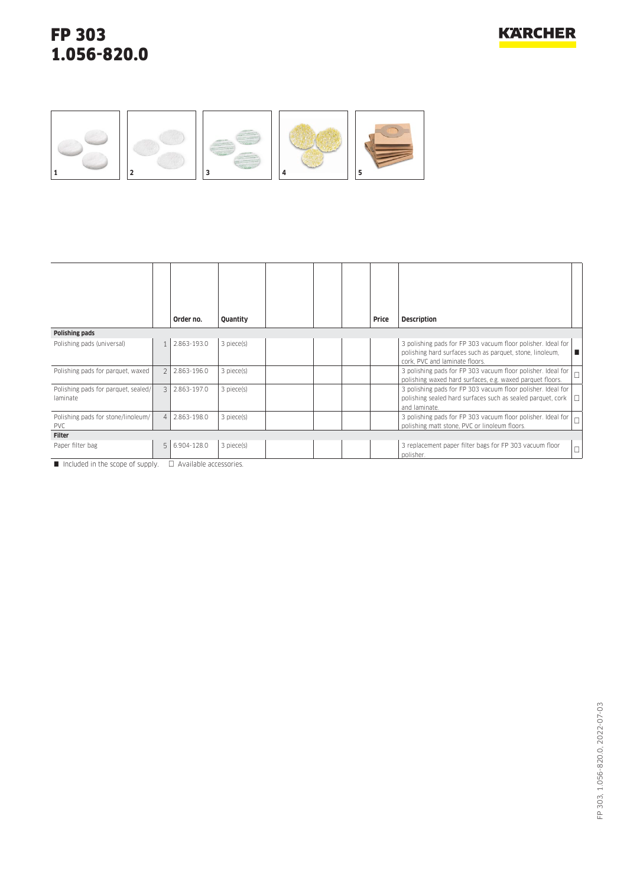# FP 303
# 1.056-820.0

1 2 3 4 5

| | | Order no. | Quantity | | | | Price | Description | |
|---|---|---|---|---|---|---|---|---|---|
| **Polishing pads** | | | | | | | | | |
| Polishing pads (universal) | 1 | 2.863-193.0 | 3 piece(s) | | | | | 3 polishing pads for FP 303 vacuum floor polisher. Ideal for polishing hard surfaces such as parquet, stone, linoleum, cork, PVC and laminate floors. | ■ |
| Polishing pads for parquet, waxed | 2 | 2.863-196.0 | 3 piece(s) | | | | | 3 polishing pads for FP 303 vacuum floor polisher. Ideal for polishing waxed hard surfaces, e.g. waxed parquet floors. | □ |
| Polishing pads for parquet, sealed/laminate | 3 | 2.863-197.0 | 3 piece(s) | | | | | 3 polishing pads for FP 303 vacuum floor polisher. Ideal for polishing sealed hard surfaces such as sealed parquet, cork and laminate. | □ |
| Polishing pads for stone/linoleum/PVC | 4 | 2.863-198.0 | 3 piece(s) | | | | | 3 polishing pads for FP 303 vacuum floor polisher. Ideal for polishing matt stone, PVC or linoleum floors. | □ |
| **Filter** | | | | | | | | | |
| Paper filter bag | 5 | 6.904-128.0 | 3 piece(s) | | | | | 3 replacement paper filter bags for FP 303 vacuum floor polisher. | □ |

■ Included in the scope of supply. □ Available accessories.